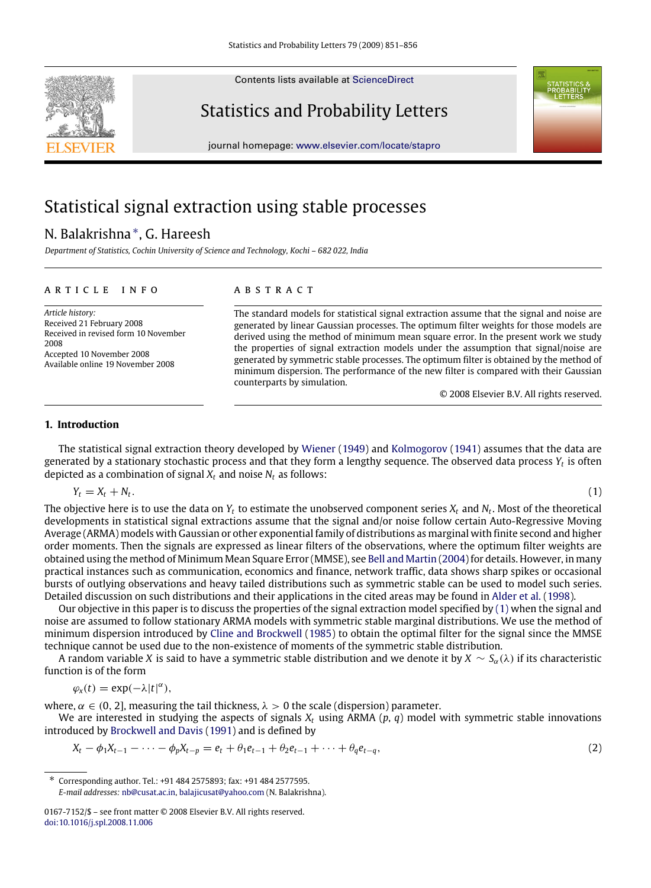# Statistical signal extraction using stable processes

N. Balakrishna *, G. Hareesh

*Department of Statistics, Cochin University of Science and Technology, Kochi – 682 022, India*

## ARTICLE INFO

*Article history:*
Received 21 February 2008
Received in revised form 10 November 2008
Accepted 10 November 2008
Available online 19 November 2008

## ABSTRACT

The standard models for statistical signal extraction assume that the signal and noise are generated by linear Gaussian processes. The optimum filter weights for those models are derived using the method of minimum mean square error. In the present work we study the properties of signal extraction models under the assumption that signal/noise are generated by symmetric stable processes. The optimum filter is obtained by the method of minimum dispersion. The performance of the new filter is compared with their Gaussian counterparts by simulation.

© 2008 Elsevier B.V. All rights reserved.

## 1. Introduction

The statistical signal extraction theory developed by Wiener (1949) and Kolmogorov (1941) assumes that the data are generated by a stationary stochastic process and that they form a lengthy sequence. The observed data process $Y_t$ is often depicted as a combination of signal $X_t$ and noise $N_t$ as follows:

$$Y_t = X_t + N_t. \tag{1}$$

The objective here is to use the data on $Y_t$ to estimate the unobserved component series $X_t$ and $N_t$. Most of the theoretical developments in statistical signal extractions assume that the signal and/or noise follow certain Auto-Regressive Moving Average (ARMA) models with Gaussian or other exponential family of distributions as marginal with finite second and higher order moments. Then the signals are expressed as linear filters of the observations, where the optimum filter weights are obtained using the method of Minimum Mean Square Error (MMSE), see Bell and Martin (2004) for details. However, in many practical instances such as communication, economics and finance, network traffic, data shows sharp spikes or occasional bursts of outlying observations and heavy tailed distributions such as symmetric stable can be used to model such series. Detailed discussion on such distributions and their applications in the cited areas may be found in Alder et al. (1998).

Our objective in this paper is to discuss the properties of the signal extraction model specified by (1) when the signal and noise are assumed to follow stationary ARMA models with symmetric stable marginal distributions. We use the method of minimum dispersion introduced by Cline and Brockwell (1985) to obtain the optimal filter for the signal since the MMSE technique cannot be used due to the non-existence of moments of the symmetric stable distribution.

A random variable $X$ is said to have a symmetric stable distribution and we denote it by $X \sim S_\alpha(\lambda)$ if its characteristic function is of the form

$$\varphi_x(t) = \exp(-\lambda|t|^\alpha),$$

where, $\alpha \in (0, 2]$, measuring the tail thickness, $\lambda > 0$ the scale (dispersion) parameter.

We are interested in studying the aspects of signals $X_t$ using ARMA $(p, q)$ model with symmetric stable innovations introduced by Brockwell and Davis (1991) and is defined by

$$X_t - \phi_1 X_{t-1} - \cdots - \phi_p X_{t-p} = e_t + \theta_1 e_{t-1} + \theta_2 e_{t-1} + \cdots + \theta_q e_{t-q}, \tag{2}$$

* Corresponding author. Tel.: +91 484 2575893; fax: +91 484 2577595.
*E-mail addresses:* nb@cusat.ac.in, balajicusat@yahoo.com (N. Balakrishna).

0167-7152/$ – see front matter © 2008 Elsevier B.V. All rights reserved.
doi:10.1016/j.spl.2008.11.006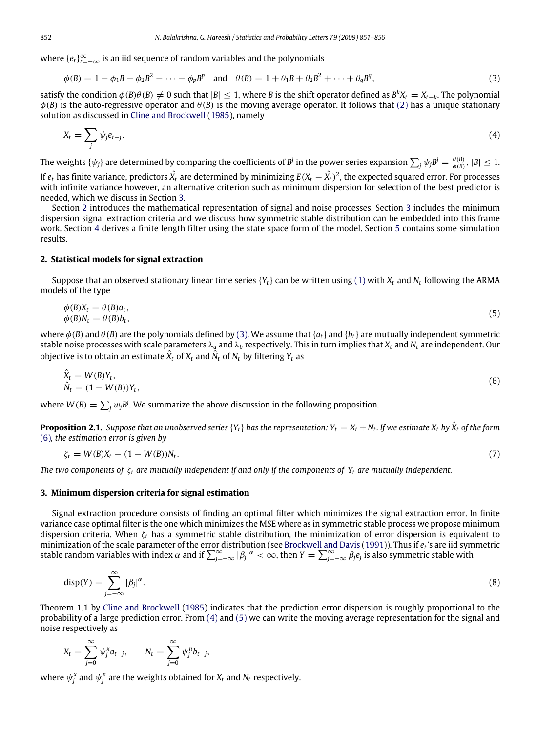where $\{e_t\}_{t=-\infty}^{\infty}$ is an iid sequence of random variables and the polynomials

$$\phi(B) = 1 - \phi_1 B - \phi_2 B^2 - \cdots - \phi_p B^p \quad \text{and} \quad \theta(B) = 1 + \theta_1 B + \theta_2 B^2 + \cdots + \theta_q B^q, \tag{3}$$

satisfy the condition $\phi(B)\theta(B) \neq 0$ such that $|B| \leq 1$, where $B$ is the shift operator defined as $B^k X_t = X_{t-k}$. The polynomial $\phi(B)$ is the auto-regressive operator and $\theta(B)$ is the moving average operator. It follows that (2) has a unique stationary solution as discussed in Cline and Brockwell (1985), namely

$$X_t = \sum_j \psi_j e_{t-j}. \tag{4}$$

The weights $\{\psi_j\}$ are determined by comparing the coefficients of $B^j$ in the power series expansion $\sum_j \psi_j B^j = \frac{\theta(B)}{\phi(B)}$, $|B| \leq 1$. If $e_t$ has finite variance, predictors $\hat{X}_t$ are determined by minimizing $E(X_t - \hat{X}_t)^2$, the expected squared error. For processes with infinite variance however, an alternative criterion such as minimum dispersion for selection of the best predictor is needed, which we discuss in Section 3.

Section 2 introduces the mathematical representation of signal and noise processes. Section 3 includes the minimum dispersion signal extraction criteria and we discuss how symmetric stable distribution can be embedded into this frame work. Section 4 derives a finite length filter using the state space form of the model. Section 5 contains some simulation results.

## 2. Statistical models for signal extraction

Suppose that an observed stationary linear time series $\{Y_t\}$ can be written using (1) with $X_t$ and $N_t$ following the ARMA models of the type

$$\begin{aligned} \phi(B)X_t &= \theta(B)a_t, \\ \phi(B)N_t &= \theta(B)b_t, \end{aligned} \tag{5}$$

where $\phi(B)$ and $\theta(B)$ are the polynomials defined by (3). We assume that $\{a_t\}$ and $\{b_t\}$ are mutually independent symmetric stable noise processes with scale parameters $\lambda_a$ and $\lambda_b$ respectively. This in turn implies that $X_t$ and $N_t$ are independent. Our objective is to obtain an estimate $\hat{X}_t$ of $X_t$ and $\hat{N}_t$ of $N_t$ by filtering $Y_t$ as

$$\begin{aligned} \hat{X}_t &= W(B)Y_t, \\ \hat{N}_t &= (1 - W(B))Y_t, \end{aligned} \tag{6}$$

where $W(B) = \sum_j w_j B^j$. We summarize the above discussion in the following proposition.

**Proposition 2.1.** *Suppose that an unobserved series $\{Y_t\}$ has the representation: $Y_t = X_t + N_t$. If we estimate $X_t$ by $\hat{X}_t$ of the form (6), the estimation error is given by*

$$\zeta_t = W(B)X_t - (1 - W(B))N_t. \tag{7}$$

*The two components of $\zeta_t$ are mutually independent if and only if the components of $Y_t$ are mutually independent.*

## 3. Minimum dispersion criteria for signal estimation

Signal extraction procedure consists of finding an optimal filter which minimizes the signal extraction error. In finite variance case optimal filter is the one which minimizes the MSE where as in symmetric stable process we propose minimum dispersion criteria. When $\zeta_t$ has a symmetric stable distribution, the minimization of error dispersion is equivalent to minimization of the scale parameter of the error distribution (see Brockwell and Davis (1991)). Thus if $e_t$'s are iid symmetric stable random variables with index $\alpha$ and if $\sum_{j=-\infty}^{\infty} |\beta_j|^{\alpha} < \infty$, then $Y = \sum_{j=-\infty}^{\infty} \beta_j e_j$ is also symmetric stable with

$$\text{disp}(Y) = \sum_{j=-\infty}^{\infty} |\beta_j|^{\alpha}. \tag{8}$$

Theorem 1.1 by Cline and Brockwell (1985) indicates that the prediction error dispersion is roughly proportional to the probability of a large prediction error. From (4) and (5) we can write the moving average representation for the signal and noise respectively as

$$X_t = \sum_{j=0}^{\infty} \psi_j^x a_{t-j}, \qquad N_t = \sum_{j=0}^{\infty} \psi_j^n b_{t-j},$$

where $\psi_j^x$ and $\psi_j^n$ are the weights obtained for $X_t$ and $N_t$ respectively.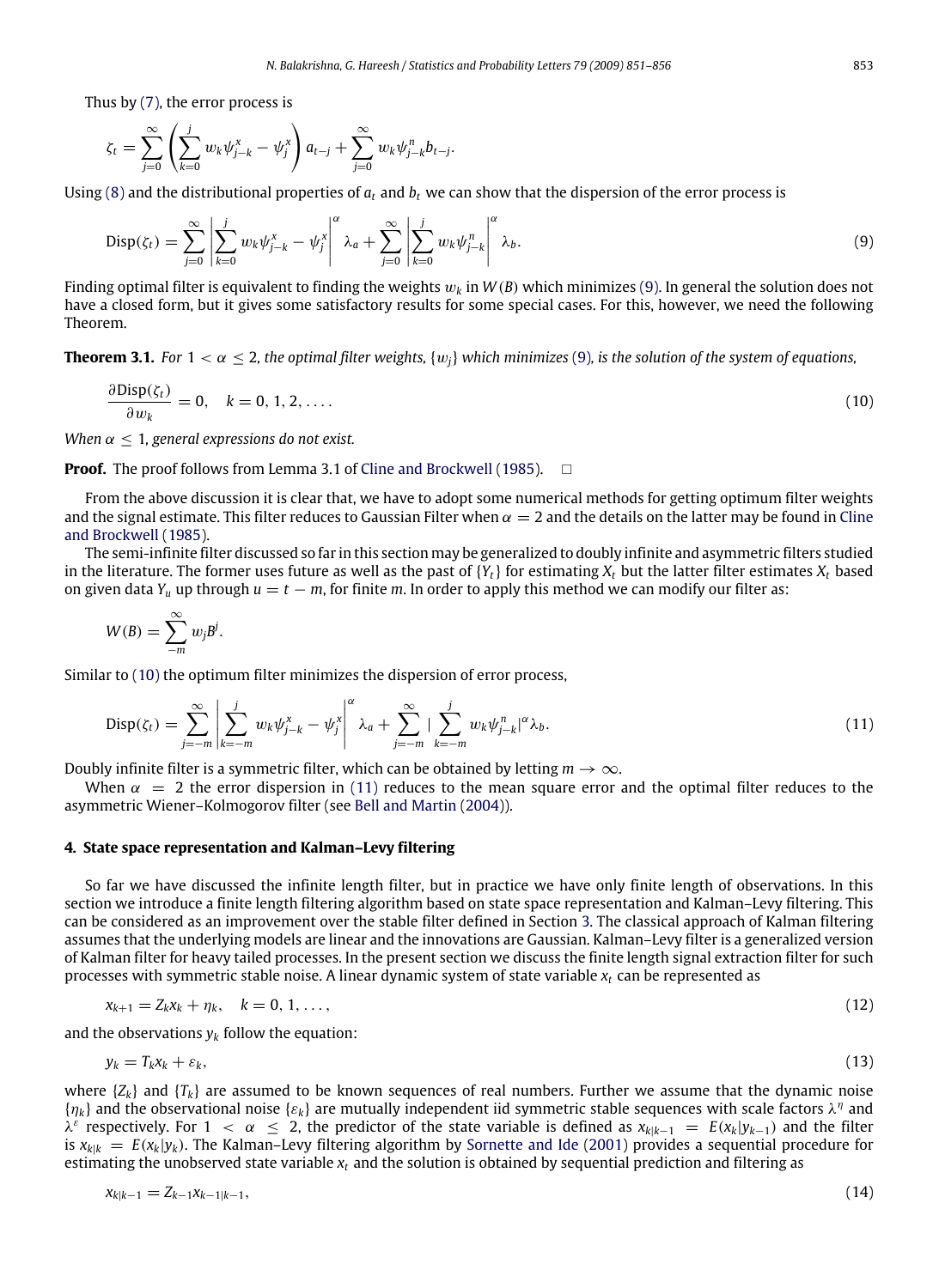Thus by (7), the error process is

$$\zeta_t = \sum_{j=0}^{\infty}\left(\sum_{k=0}^{j} w_k \psi_{j-k}^{x} - \psi_j^{x}\right) a_{t-j} + \sum_{j=0}^{\infty} w_k \psi_{j-k}^{n} b_{t-j}.$$

Using (8) and the distributional properties of $a_t$ and $b_t$ we can show that the dispersion of the error process is

$$\mathrm{Disp}(\zeta_t) = \sum_{j=0}^{\infty}\left|\sum_{k=0}^{j} w_k \psi_{j-k}^{x} - \psi_j^{x}\right|^{\alpha} \lambda_a + \sum_{j=0}^{\infty}\left|\sum_{k=0}^{j} w_k \psi_{j-k}^{n}\right|^{\alpha} \lambda_b. \tag{9}$$

Finding optimal filter is equivalent to finding the weights $w_k$ in $W(B)$ which minimizes (9). In general the solution does not have a closed form, but it gives some satisfactory results for some special cases. For this, however, we need the following Theorem.

**Theorem 3.1.** *For $1 < \alpha \leq 2$, the optimal filter weights, $\{w_j\}$ which minimizes (9), is the solution of the system of equations,*

$$\frac{\partial \mathrm{Disp}(\zeta_t)}{\partial w_k} = 0, \quad k = 0, 1, 2, \ldots. \tag{10}$$

*When $\alpha \leq 1$, general expressions do not exist.*

**Proof.** The proof follows from Lemma 3.1 of Cline and Brockwell (1985). □

From the above discussion it is clear that, we have to adopt some numerical methods for getting optimum filter weights and the signal estimate. This filter reduces to Gaussian Filter when $\alpha = 2$ and the details on the latter may be found in Cline and Brockwell (1985).

The semi-infinite filter discussed so far in this section may be generalized to doubly infinite and asymmetric filters studied in the literature. The former uses future as well as the past of $\{Y_t\}$ for estimating $X_t$ but the latter filter estimates $X_t$ based on given data $Y_u$ up through $u = t - m$, for finite $m$. In order to apply this method we can modify our filter as:

$$W(B) = \sum_{-m}^{\infty} w_j B^j.$$

Similar to (10) the optimum filter minimizes the dispersion of error process,

$$\mathrm{Disp}(\zeta_t) = \sum_{j=-m}^{\infty}\left|\sum_{k=-m}^{j} w_k \psi_{j-k}^{x} - \psi_j^{x}\right|^{\alpha} \lambda_a + \sum_{j=-m}^{\infty} \left|\sum_{k=-m}^{j} w_k \psi_{j-k}^{n}\right|^{\alpha} \lambda_b. \tag{11}$$

Doubly infinite filter is a symmetric filter, which can be obtained by letting $m \to \infty$.

When $\alpha = 2$ the error dispersion in (11) reduces to the mean square error and the optimal filter reduces to the asymmetric Wiener–Kolmogorov filter (see Bell and Martin (2004)).

## 4. State space representation and Kalman–Levy filtering

So far we have discussed the infinite length filter, but in practice we have only finite length of observations. In this section we introduce a finite length filtering algorithm based on state space representation and Kalman–Levy filtering. This can be considered as an improvement over the stable filter defined in Section 3. The classical approach of Kalman filtering assumes that the underlying models are linear and the innovations are Gaussian. Kalman–Levy filter is a generalized version of Kalman filter for heavy tailed processes. In the present section we discuss the finite length signal extraction filter for such processes with symmetric stable noise. A linear dynamic system of state variable $x_t$ can be represented as

$$x_{k+1} = Z_k x_k + \eta_k, \quad k = 0, 1, \ldots, \tag{12}$$

and the observations $y_k$ follow the equation:

$$y_k = T_k x_k + \varepsilon_k, \tag{13}$$

where $\{Z_k\}$ and $\{T_k\}$ are assumed to be known sequences of real numbers. Further we assume that the dynamic noise $\{\eta_k\}$ and the observational noise $\{\varepsilon_k\}$ are mutually independent iid symmetric stable sequences with scale factors $\lambda^{\eta}$ and $\lambda^{\varepsilon}$ respectively. For $1 < \alpha \leq 2$, the predictor of the state variable is defined as $x_{k|k-1} = E(x_k|y_{k-1})$ and the filter is $x_{k|k} = E(x_k|y_k)$. The Kalman–Levy filtering algorithm by Sornette and Ide (2001) provides a sequential procedure for estimating the unobserved state variable $x_t$ and the solution is obtained by sequential prediction and filtering as

$$x_{k|k-1} = Z_{k-1} x_{k-1|k-1}, \tag{14}$$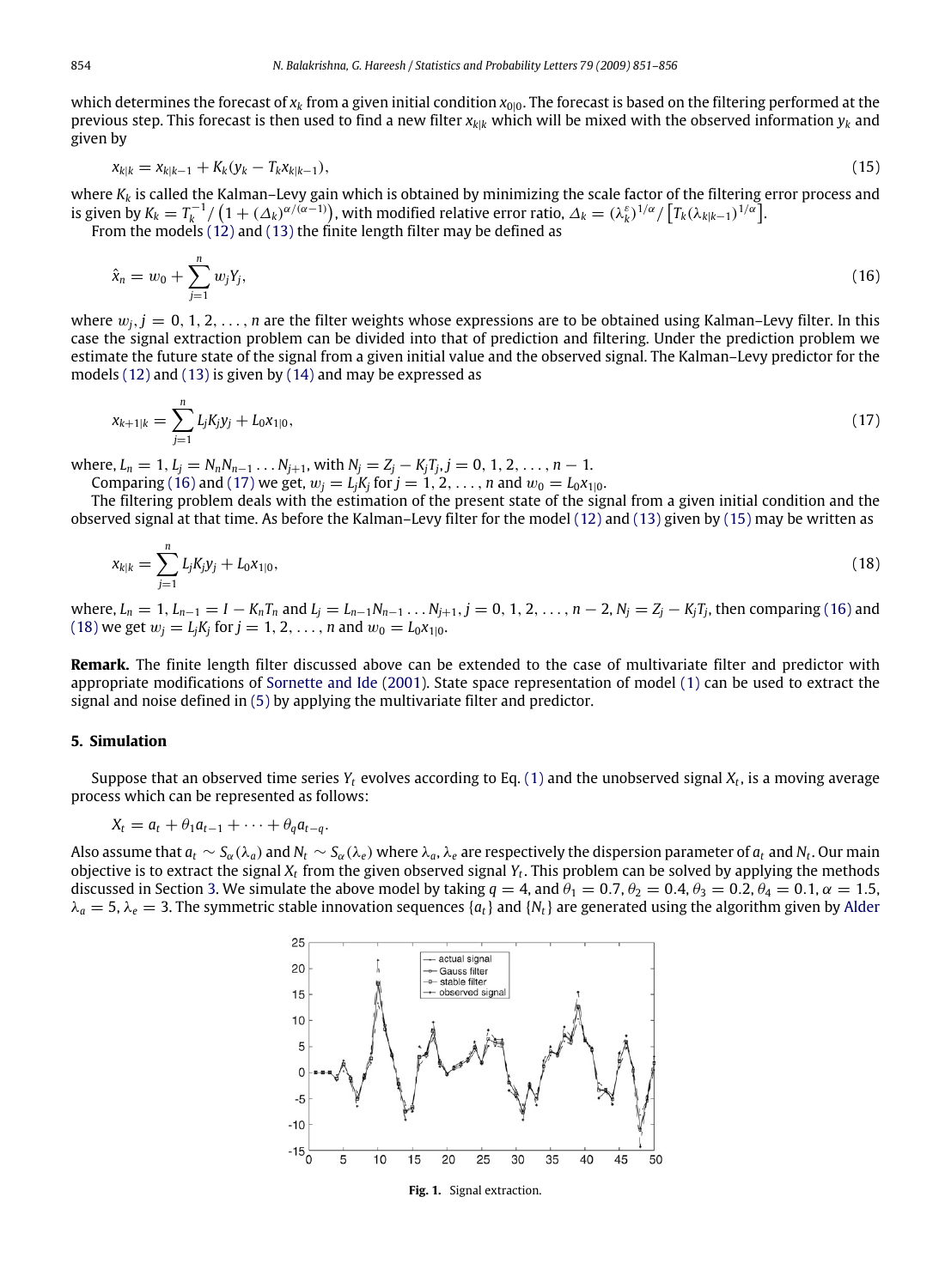which determines the forecast of $x_k$ from a given initial condition $x_{0|0}$. The forecast is based on the filtering performed at the previous step. This forecast is then used to find a new filter $x_{k|k}$ which will be mixed with the observed information $y_k$ and given by

$$x_{k|k} = x_{k|k-1} + K_k(y_k - T_k x_{k|k-1}), \tag{15}$$

where $K_k$ is called the Kalman–Levy gain which is obtained by minimizing the scale factor of the filtering error process and is given by $K_k = T_k^{-1} / \left(1 + (\Delta_k)^{\alpha/(\alpha-1)}\right)$, with modified relative error ratio, $\Delta_k = (\lambda_k^{\varepsilon})^{1/\alpha} / \left[T_k(\lambda_{k|k-1})^{1/\alpha}\right]$.

From the models (12) and (13) the finite length filter may be defined as

$$\hat{x}_n = w_0 + \sum_{j=1}^{n} w_j Y_j, \tag{16}$$

where $w_j, j = 0, 1, 2, \ldots, n$ are the filter weights whose expressions are to be obtained using Kalman–Levy filter. In this case the signal extraction problem can be divided into that of prediction and filtering. Under the prediction problem we estimate the future state of the signal from a given initial value and the observed signal. The Kalman–Levy predictor for the models (12) and (13) is given by (14) and may be expressed as

$$x_{k+1|k} = \sum_{j=1}^{n} L_j K_j y_j + L_0 x_{1|0}, \tag{17}$$

where, $L_n = 1$, $L_j = N_n N_{n-1} \ldots N_{j+1}$, with $N_j = Z_j - K_j T_j$, $j = 0, 1, 2, \ldots, n-1$.

Comparing (16) and (17) we get, $w_j = L_j K_j$ for $j = 1, 2, \ldots, n$ and $w_0 = L_0 x_{1|0}$.

The filtering problem deals with the estimation of the present state of the signal from a given initial condition and the observed signal at that time. As before the Kalman–Levy filter for the model (12) and (13) given by (15) may be written as

$$x_{k|k} = \sum_{j=1}^{n} L_j K_j y_j + L_0 x_{1|0}, \tag{18}$$

where, $L_n = 1$, $L_{n-1} = I - K_n T_n$ and $L_j = L_{n-1} N_{n-1} \ldots N_{j+1}$, $j = 0, 1, 2, \ldots, n-2$, $N_j = Z_j - K_j T_j$, then comparing (16) and (18) we get $w_j = L_j K_j$ for $j = 1, 2, \ldots, n$ and $w_0 = L_0 x_{1|0}$.

**Remark.** The finite length filter discussed above can be extended to the case of multivariate filter and predictor with appropriate modifications of Sornette and Ide (2001). State space representation of model (1) can be used to extract the signal and noise defined in (5) by applying the multivariate filter and predictor.

## 5. Simulation

Suppose that an observed time series $Y_t$ evolves according to Eq. (1) and the unobserved signal $X_t$, is a moving average process which can be represented as follows:

$$X_t = a_t + \theta_1 a_{t-1} + \cdots + \theta_q a_{t-q}.$$

Also assume that $a_t \sim S_\alpha(\lambda_a)$ and $N_t \sim S_\alpha(\lambda_e)$ where $\lambda_a, \lambda_e$ are respectively the dispersion parameter of $a_t$ and $N_t$. Our main objective is to extract the signal $X_t$ from the given observed signal $Y_t$. This problem can be solved by applying the methods discussed in Section 3. We simulate the above model by taking $q = 4$, and $\theta_1 = 0.7, \theta_2 = 0.4, \theta_3 = 0.2, \theta_4 = 0.1, \alpha = 1.5$, $\lambda_a = 5, \lambda_e = 3$. The symmetric stable innovation sequences $\{a_t\}$ and $\{N_t\}$ are generated using the algorithm given by Alder

**Fig. 1.** Signal extraction.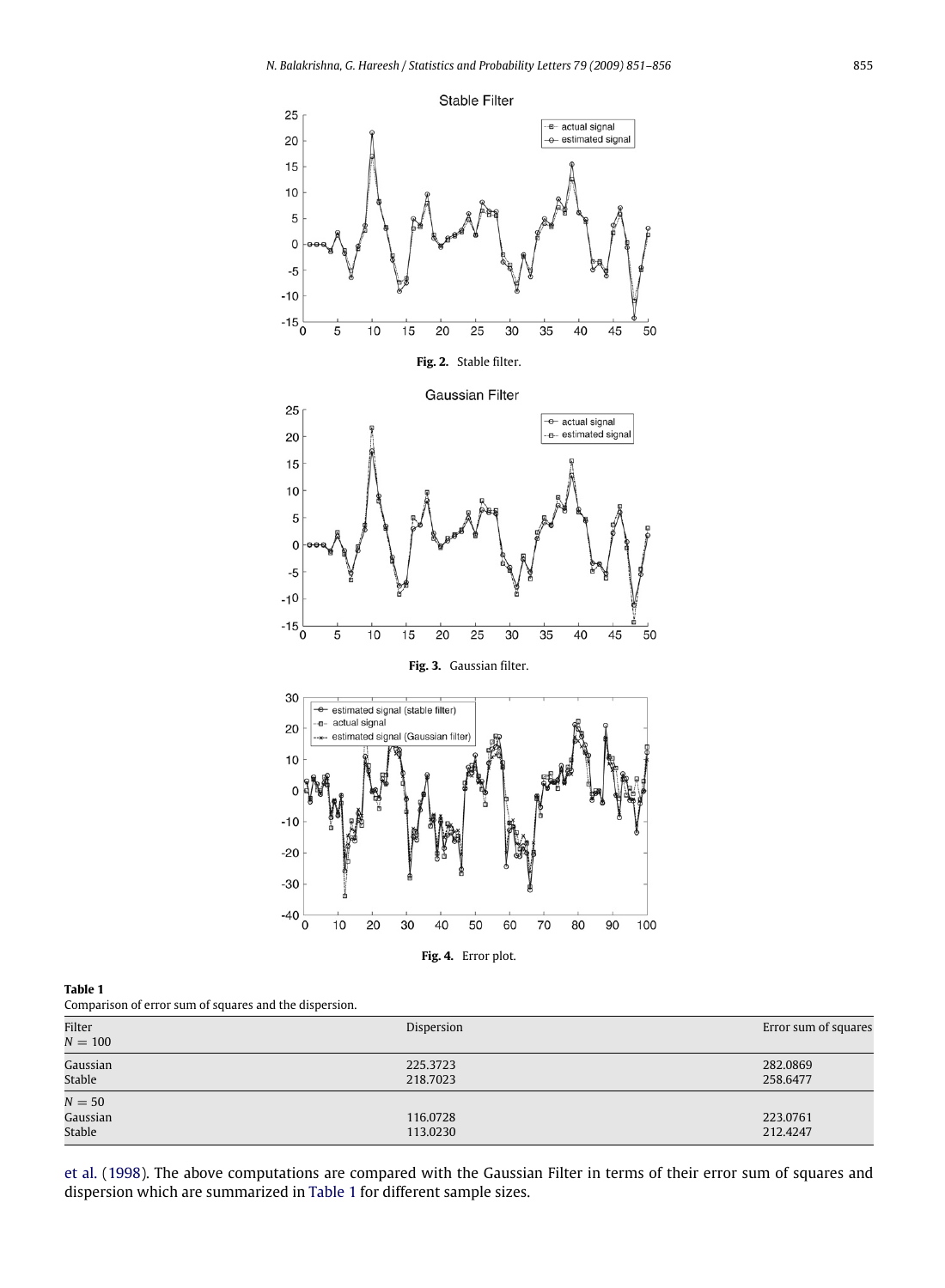**Fig. 2.** Stable filter.

**Fig. 3.** Gaussian filter.

**Fig. 4.** Error plot.

**Table 1**
Comparison of error sum of squares and the dispersion.

| Filter | Dispersion | Error sum of squares |
|---|---|---|
| $N = 100$ | | |
| Gaussian | 225.3723 | 282.0869 |
| Stable | 218.7023 | 258.6477 |
| $N = 50$ | | |
| Gaussian | 116.0728 | 223.0761 |
| Stable | 113.0230 | 212.4247 |

et al. (1998). The above computations are compared with the Gaussian Filter in terms of their error sum of squares and dispersion which are summarized in Table 1 for different sample sizes.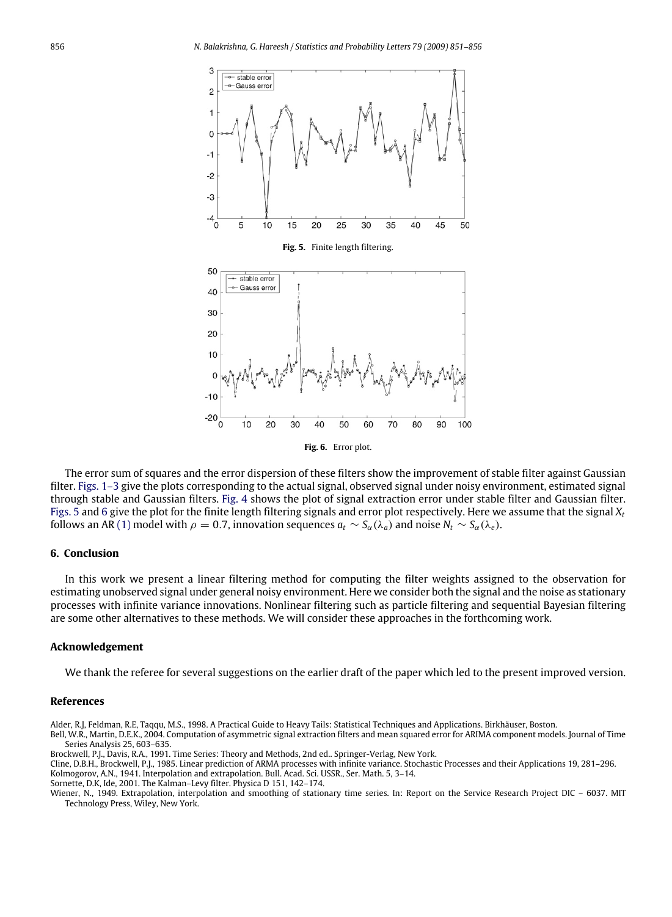3
2
1
0
-1
-2
-3
-4
0 5 10 15 20 25 30 35 40 45 50

stable error
Gauss error

**Fig. 5.** Finite length filtering.

50
40
30
20
10
0
-10
-20
0 10 20 30 40 50 60 70 80 90 100

stable error
Gauss error

**Fig. 6.** Error plot.

The error sum of squares and the error dispersion of these filters show the improvement of stable filter against Gaussian filter. Figs. 1–3 give the plots corresponding to the actual signal, observed signal under noisy environment, estimated signal through stable and Gaussian filters. Fig. 4 shows the plot of signal extraction error under stable filter and Gaussian filter. Figs. 5 and 6 give the plot for the finite length filtering signals and error plot respectively. Here we assume that the signal $X_t$ follows an AR (1) model with $\rho = 0.7$, innovation sequences $a_t \sim S_\alpha(\lambda_a)$ and noise $N_t \sim S_\alpha(\lambda_e)$.

## 6. Conclusion

In this work we present a linear filtering method for computing the filter weights assigned to the observation for estimating unobserved signal under general noisy environment. Here we consider both the signal and the noise as stationary processes with infinite variance innovations. Nonlinear filtering such as particle filtering and sequential Bayesian filtering are some other alternatives to these methods. We will consider these approaches in the forthcoming work.

## Acknowledgement

We thank the referee for several suggestions on the earlier draft of the paper which led to the present improved version.

## References

Alder, R.J, Feldman, R.E, Taqqu, M.S., 1998. A Practical Guide to Heavy Tails: Statistical Techniques and Applications. Birkhäuser, Boston.

Bell, W.R., Martin, D.E.K., 2004. Computation of asymmetric signal extraction filters and mean squared error for ARIMA component models. Journal of Time Series Analysis 25, 603–635.

Brockwell, P.J., Davis, R.A., 1991. Time Series: Theory and Methods, 2nd ed.. Springer-Verlag, New York.

Cline, D.B.H., Brockwell, P.J., 1985. Linear prediction of ARMA processes with infinite variance. Stochastic Processes and their Applications 19, 281–296.

Kolmogorov, A.N., 1941. Interpolation and extrapolation. Bull. Acad. Sci. USSR., Ser. Math. 5, 3–14.

Sornette, D.K, Ide, 2001. The Kalman–Levy filter. Physica D 151, 142–174.

Wiener, N., 1949. Extrapolation, interpolation and smoothing of stationary time series. In: Report on the Service Research Project DIC – 6037. MIT Technology Press, Wiley, New York.